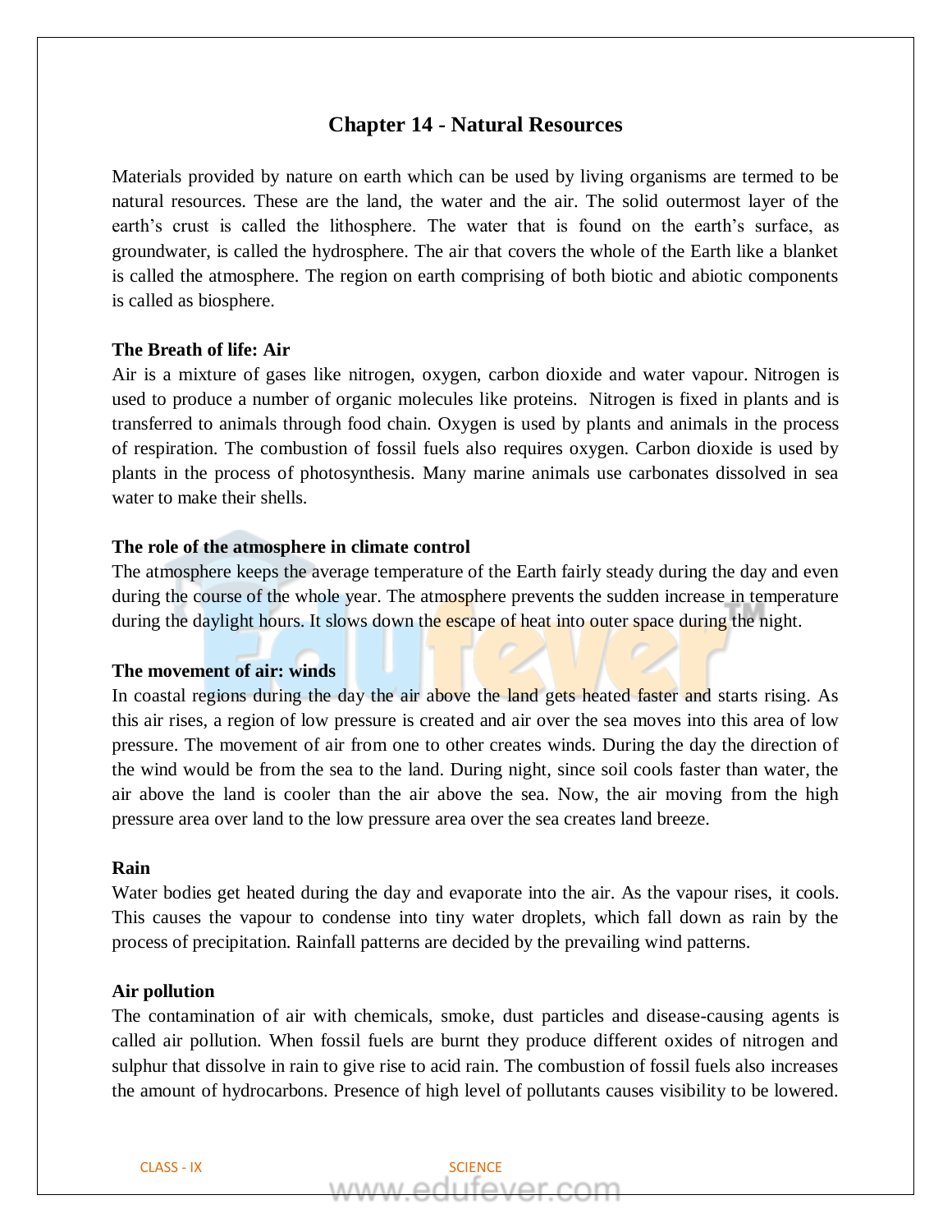# Chapter 14 - Natural Resources

Materials provided by nature on earth which can be used by living organisms are termed to be natural resources. These are the land, the water and the air. The solid outermost layer of the earth's crust is called the lithosphere. The water that is found on the earth's surface, as groundwater, is called the hydrosphere. The air that covers the whole of the Earth like a blanket is called the atmosphere. The region on earth comprising of both biotic and abiotic components is called as biosphere.

**The Breath of life: Air**

Air is a mixture of gases like nitrogen, oxygen, carbon dioxide and water vapour. Nitrogen is used to produce a number of organic molecules like proteins. Nitrogen is fixed in plants and is transferred to animals through food chain. Oxygen is used by plants and animals in the process of respiration. The combustion of fossil fuels also requires oxygen. Carbon dioxide is used by plants in the process of photosynthesis. Many marine animals use carbonates dissolved in sea water to make their shells.

**The role of the atmosphere in climate control**

The atmosphere keeps the average temperature of the Earth fairly steady during the day and even during the course of the whole year. The atmosphere prevents the sudden increase in temperature during the daylight hours. It slows down the escape of heat into outer space during the night.

**The movement of air: winds**

In coastal regions during the day the air above the land gets heated faster and starts rising. As this air rises, a region of low pressure is created and air over the sea moves into this area of low pressure. The movement of air from one to other creates winds. During the day the direction of the wind would be from the sea to the land. During night, since soil cools faster than water, the air above the land is cooler than the air above the sea. Now, the air moving from the high pressure area over land to the low pressure area over the sea creates land breeze.

**Rain**

Water bodies get heated during the day and evaporate into the air. As the vapour rises, it cools. This causes the vapour to condense into tiny water droplets, which fall down as rain by the process of precipitation. Rainfall patterns are decided by the prevailing wind patterns.

**Air pollution**

The contamination of air with chemicals, smoke, dust particles and disease-causing agents is called air pollution. When fossil fuels are burnt they produce different oxides of nitrogen and sulphur that dissolve in rain to give rise to acid rain. The combustion of fossil fuels also increases the amount of hydrocarbons. Presence of high level of pollutants causes visibility to be lowered.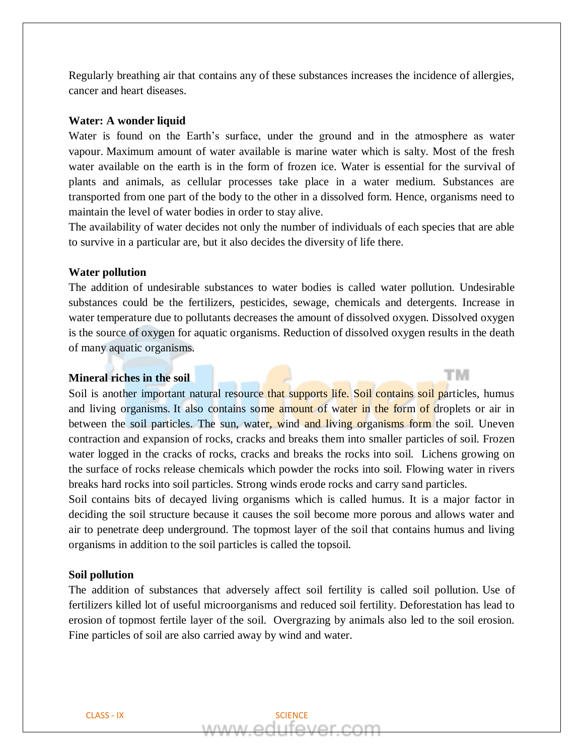Regularly breathing air that contains any of these substances increases the incidence of allergies, cancer and heart diseases.

**Water: A wonder liquid**

Water is found on the Earth's surface, under the ground and in the atmosphere as water vapour. Maximum amount of water available is marine water which is salty. Most of the fresh water available on the earth is in the form of frozen ice. Water is essential for the survival of plants and animals, as cellular processes take place in a water medium. Substances are transported from one part of the body to the other in a dissolved form. Hence, organisms need to maintain the level of water bodies in order to stay alive.

The availability of water decides not only the number of individuals of each species that are able to survive in a particular are, but it also decides the diversity of life there.

**Water pollution**

The addition of undesirable substances to water bodies is called water pollution. Undesirable substances could be the fertilizers, pesticides, sewage, chemicals and detergents. Increase in water temperature due to pollutants decreases the amount of dissolved oxygen. Dissolved oxygen is the source of oxygen for aquatic organisms. Reduction of dissolved oxygen results in the death of many aquatic organisms.

**Mineral riches in the soil**

Soil is another important natural resource that supports life. Soil contains soil particles, humus and living organisms. It also contains some amount of water in the form of droplets or air in between the soil particles. The sun, water, wind and living organisms form the soil. Uneven contraction and expansion of rocks, cracks and breaks them into smaller particles of soil. Frozen water logged in the cracks of rocks, cracks and breaks the rocks into soil. Lichens growing on the surface of rocks release chemicals which powder the rocks into soil. Flowing water in rivers breaks hard rocks into soil particles. Strong winds erode rocks and carry sand particles.

Soil contains bits of decayed living organisms which is called humus. It is a major factor in deciding the soil structure because it causes the soil become more porous and allows water and air to penetrate deep underground. The topmost layer of the soil that contains humus and living organisms in addition to the soil particles is called the topsoil.

**Soil pollution**

The addition of substances that adversely affect soil fertility is called soil pollution. Use of fertilizers killed lot of useful microorganisms and reduced soil fertility. Deforestation has lead to erosion of topmost fertile layer of the soil. Overgrazing by animals also led to the soil erosion. Fine particles of soil are also carried away by wind and water.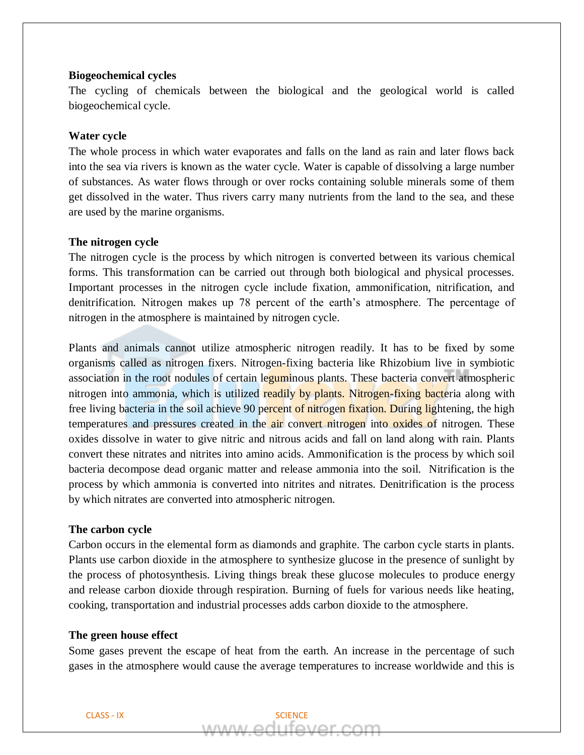**Biogeochemical cycles**

The cycling of chemicals between the biological and the geological world is called biogeochemical cycle.

**Water cycle**

The whole process in which water evaporates and falls on the land as rain and later flows back into the sea via rivers is known as the water cycle. Water is capable of dissolving a large number of substances. As water flows through or over rocks containing soluble minerals some of them get dissolved in the water. Thus rivers carry many nutrients from the land to the sea, and these are used by the marine organisms.

**The nitrogen cycle**

The nitrogen cycle is the process by which nitrogen is converted between its various chemical forms. This transformation can be carried out through both biological and physical processes. Important processes in the nitrogen cycle include fixation, ammonification, nitrification, and denitrification. Nitrogen makes up 78 percent of the earth's atmosphere. The percentage of nitrogen in the atmosphere is maintained by nitrogen cycle.

Plants and animals cannot utilize atmospheric nitrogen readily. It has to be fixed by some organisms called as nitrogen fixers. Nitrogen-fixing bacteria like Rhizobium live in symbiotic association in the root nodules of certain leguminous plants. These bacteria convert atmospheric nitrogen into ammonia, which is utilized readily by plants. Nitrogen-fixing bacteria along with free living bacteria in the soil achieve 90 percent of nitrogen fixation. During lightening, the high temperatures and pressures created in the air convert nitrogen into oxides of nitrogen. These oxides dissolve in water to give nitric and nitrous acids and fall on land along with rain. Plants convert these nitrates and nitrites into amino acids. Ammonification is the process by which soil bacteria decompose dead organic matter and release ammonia into the soil. Nitrification is the process by which ammonia is converted into nitrites and nitrates. Denitrification is the process by which nitrates are converted into atmospheric nitrogen.

**The carbon cycle**

Carbon occurs in the elemental form as diamonds and graphite. The carbon cycle starts in plants. Plants use carbon dioxide in the atmosphere to synthesize glucose in the presence of sunlight by the process of photosynthesis. Living things break these glucose molecules to produce energy and release carbon dioxide through respiration. Burning of fuels for various needs like heating, cooking, transportation and industrial processes adds carbon dioxide to the atmosphere.

**The green house effect**

Some gases prevent the escape of heat from the earth. An increase in the percentage of such gases in the atmosphere would cause the average temperatures to increase worldwide and this is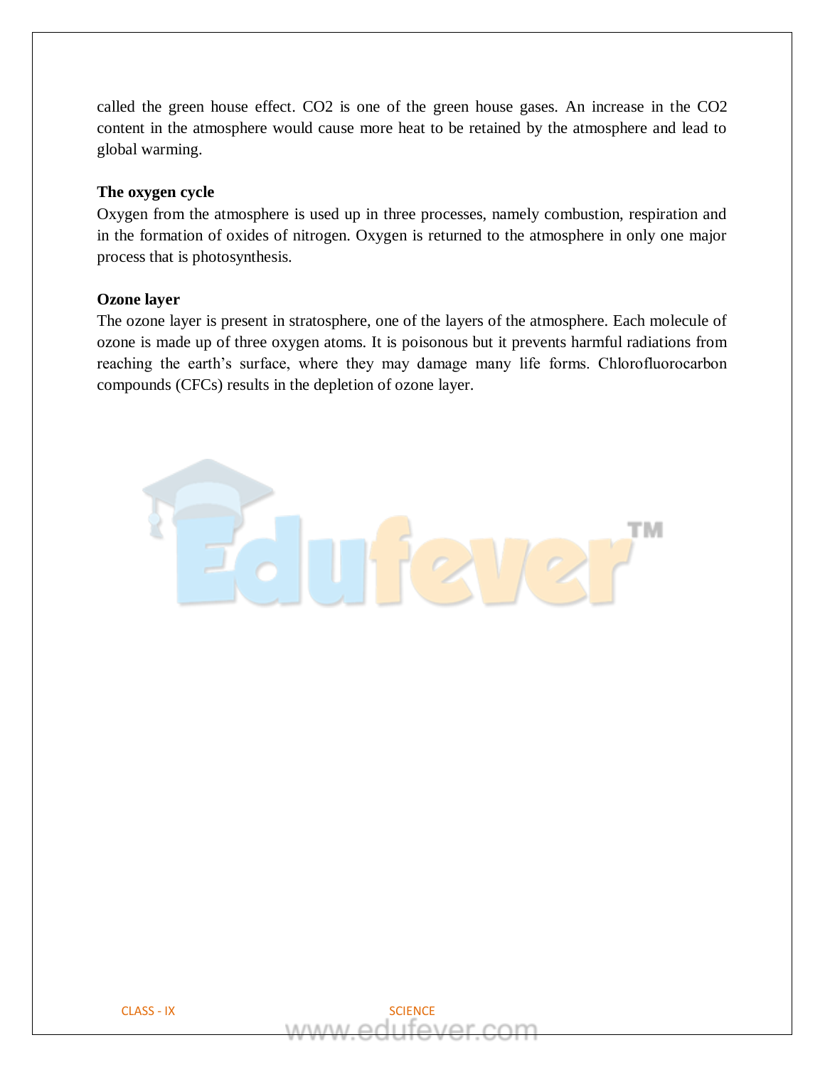called the green house effect. $CO_2$ is one of the green house gases. An increase in the $CO_2$ content in the atmosphere would cause more heat to be retained by the atmosphere and lead to global warming.

**The oxygen cycle**

Oxygen from the atmosphere is used up in three processes, namely combustion, respiration and in the formation of oxides of nitrogen. Oxygen is returned to the atmosphere in only one major process that is photosynthesis.

**Ozone layer**

The ozone layer is present in stratosphere, one of the layers of the atmosphere. Each molecule of ozone is made up of three oxygen atoms. It is poisonous but it prevents harmful radiations from reaching the earth's surface, where they may damage many life forms. Chlorofluorocarbon compounds (CFCs) results in the depletion of ozone layer.